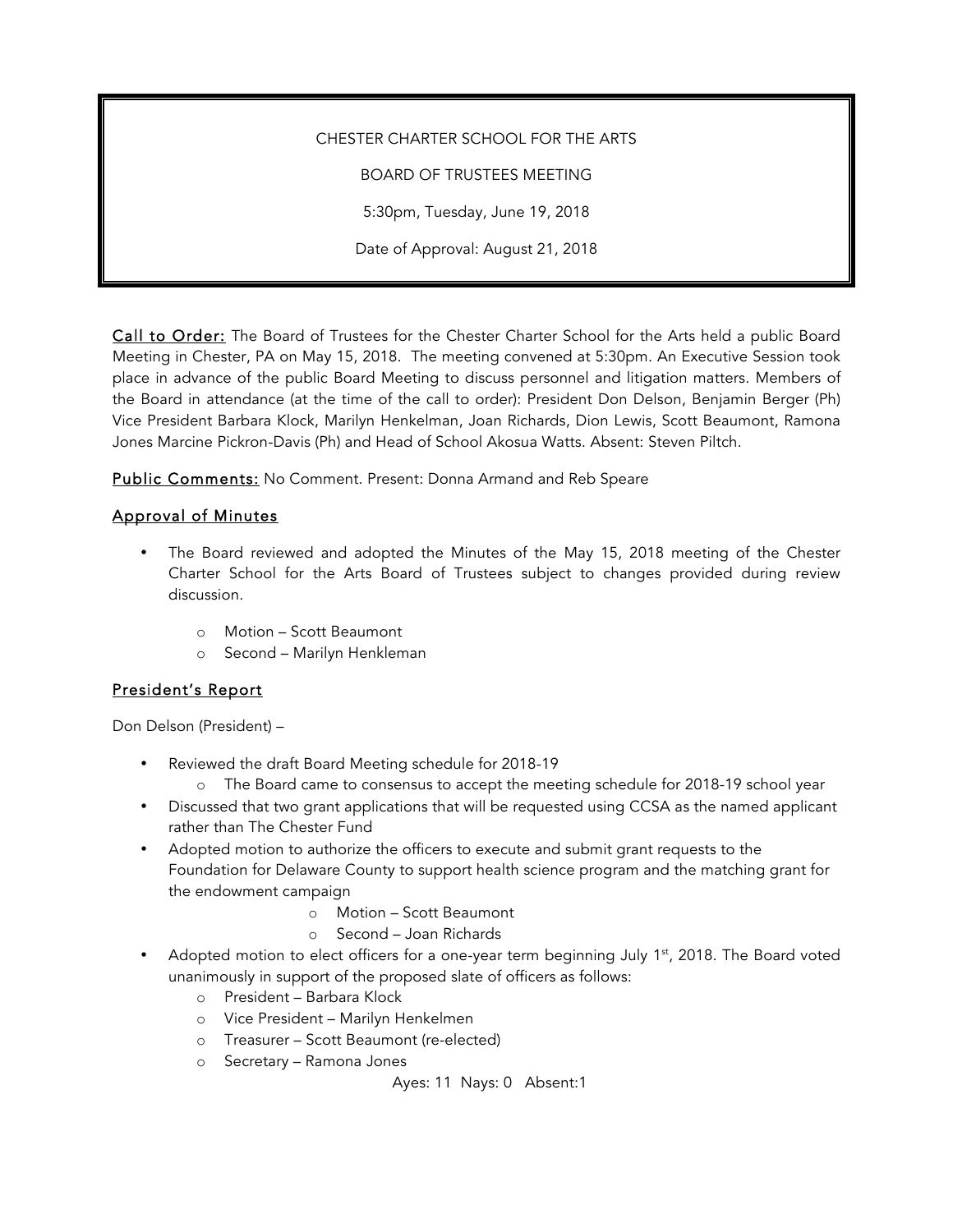CHESTER CHARTER SCHOOL FOR THE ARTS

BOARD OF TRUSTEES MEETING

5:30pm, Tuesday, June 19, 2018

Date of Approval: August 21, 2018

<u>Call to Order:</u> The Board of Trustees for the Chester Charter School for the Arts held a public Board Meeting in Chester, PA on May 15, 2018. The meeting convened at 5:30pm. An Executive Session took place in advance of the public Board Meeting to discuss personnel and litigation matters. Members of the Board in attendance (at the time of the call to order): President Don Delson, Benjamin Berger (Ph) Vice President Barbara Klock, Marilyn Henkelman, Joan Richards, Dion Lewis, Scott Beaumont, Ramona Jones Marcine Pickron-Davis (Ph) and Head of School Akosua Watts. Absent: Steven Piltch.

<u>Public Comments:</u> No Comment. Present: Donna Armand and Reb Speare

## <u>Approval of Minutes</u>

- The Board reviewed and adopted the Minutes of the May 15, 2018 meeting of the Chester Charter School for the Arts Board of Trustees subject to changes provided during review discussion.
  - Motion – Scott Beaumont
  - Second – Marilyn Henkleman

## <u>President's Report</u>

Don Delson (President) –

- Reviewed the draft Board Meeting schedule for 2018-19
  - The Board came to consensus to accept the meeting schedule for 2018-19 school year
- Discussed that two grant applications that will be requested using CCSA as the named applicant rather than The Chester Fund
- Adopted motion to authorize the officers to execute and submit grant requests to the Foundation for Delaware County to support health science program and the matching grant for the endowment campaign
  - Motion – Scott Beaumont
  - Second – Joan Richards
- Adopted motion to elect officers for a one-year term beginning July 1st, 2018. The Board voted unanimously in support of the proposed slate of officers as follows:
  - President – Barbara Klock
  - Vice President – Marilyn Henkelmen
  - Treasurer – Scott Beaumont (re-elected)
  - Secretary – Ramona Jones

Ayes: 11 Nays: 0 Absent:1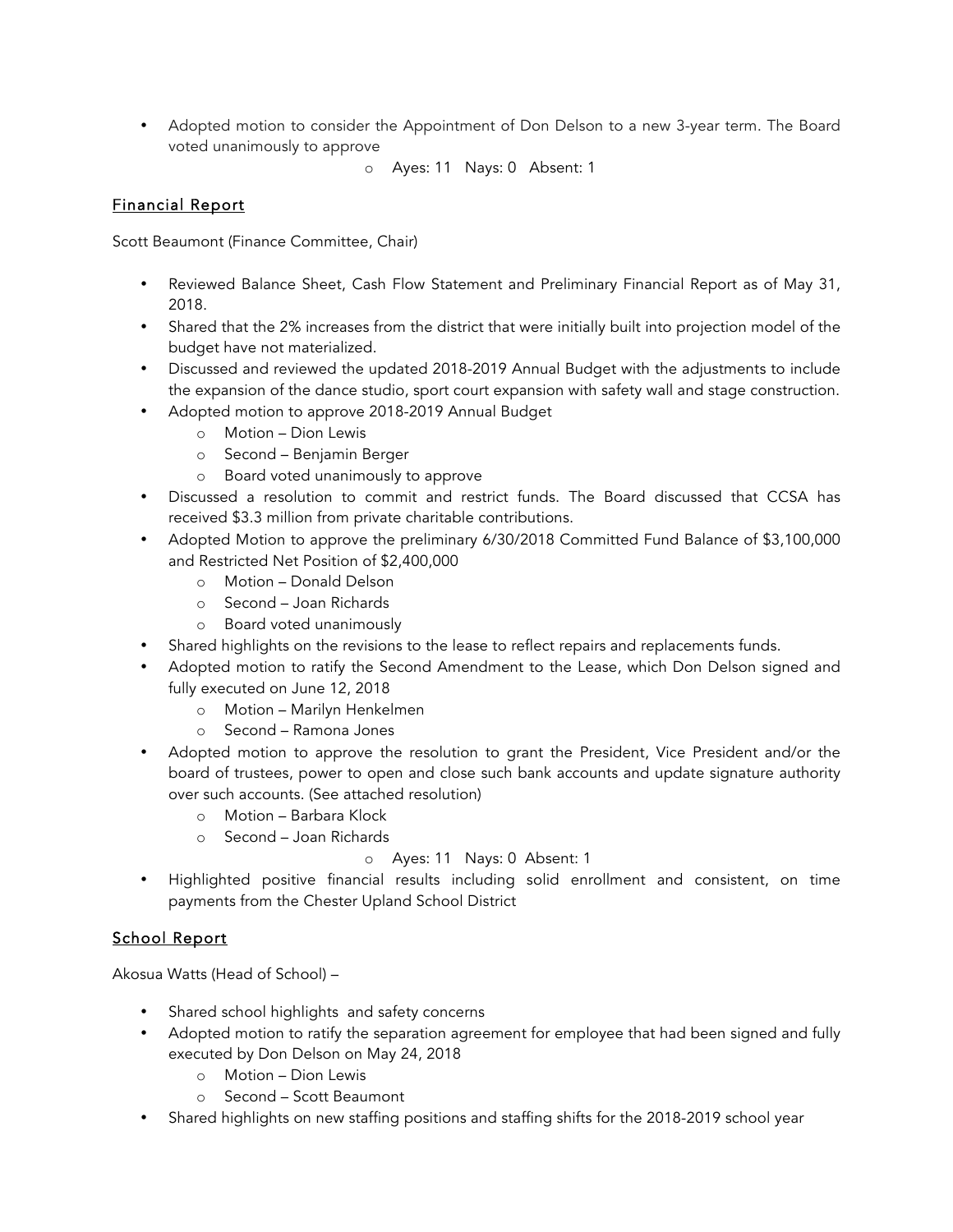- Adopted motion to consider the Appointment of Don Delson to a new 3-year term. The Board voted unanimously to approve
  - Ayes: 11 Nays: 0 Absent: 1

## Financial Report

Scott Beaumont (Finance Committee, Chair)

- Reviewed Balance Sheet, Cash Flow Statement and Preliminary Financial Report as of May 31, 2018.
- Shared that the 2% increases from the district that were initially built into projection model of the budget have not materialized.
- Discussed and reviewed the updated 2018-2019 Annual Budget with the adjustments to include the expansion of the dance studio, sport court expansion with safety wall and stage construction.
- Adopted motion to approve 2018-2019 Annual Budget
  - Motion – Dion Lewis
  - Second – Benjamin Berger
  - Board voted unanimously to approve
- Discussed a resolution to commit and restrict funds. The Board discussed that CCSA has received $3.3 million from private charitable contributions.
- Adopted Motion to approve the preliminary 6/30/2018 Committed Fund Balance of $3,100,000 and Restricted Net Position of $2,400,000
  - Motion – Donald Delson
  - Second – Joan Richards
  - Board voted unanimously
- Shared highlights on the revisions to the lease to reflect repairs and replacements funds.
- Adopted motion to ratify the Second Amendment to the Lease, which Don Delson signed and fully executed on June 12, 2018
  - Motion – Marilyn Henkelmen
  - Second – Ramona Jones
- Adopted motion to approve the resolution to grant the President, Vice President and/or the board of trustees, power to open and close such bank accounts and update signature authority over such accounts. (See attached resolution)
  - Motion – Barbara Klock
  - Second – Joan Richards
  - Ayes: 11 Nays: 0 Absent: 1
- Highlighted positive financial results including solid enrollment and consistent, on time payments from the Chester Upland School District

## School Report

Akosua Watts (Head of School) –

- Shared school highlights and safety concerns
- Adopted motion to ratify the separation agreement for employee that had been signed and fully executed by Don Delson on May 24, 2018
  - Motion – Dion Lewis
  - Second – Scott Beaumont
- Shared highlights on new staffing positions and staffing shifts for the 2018-2019 school year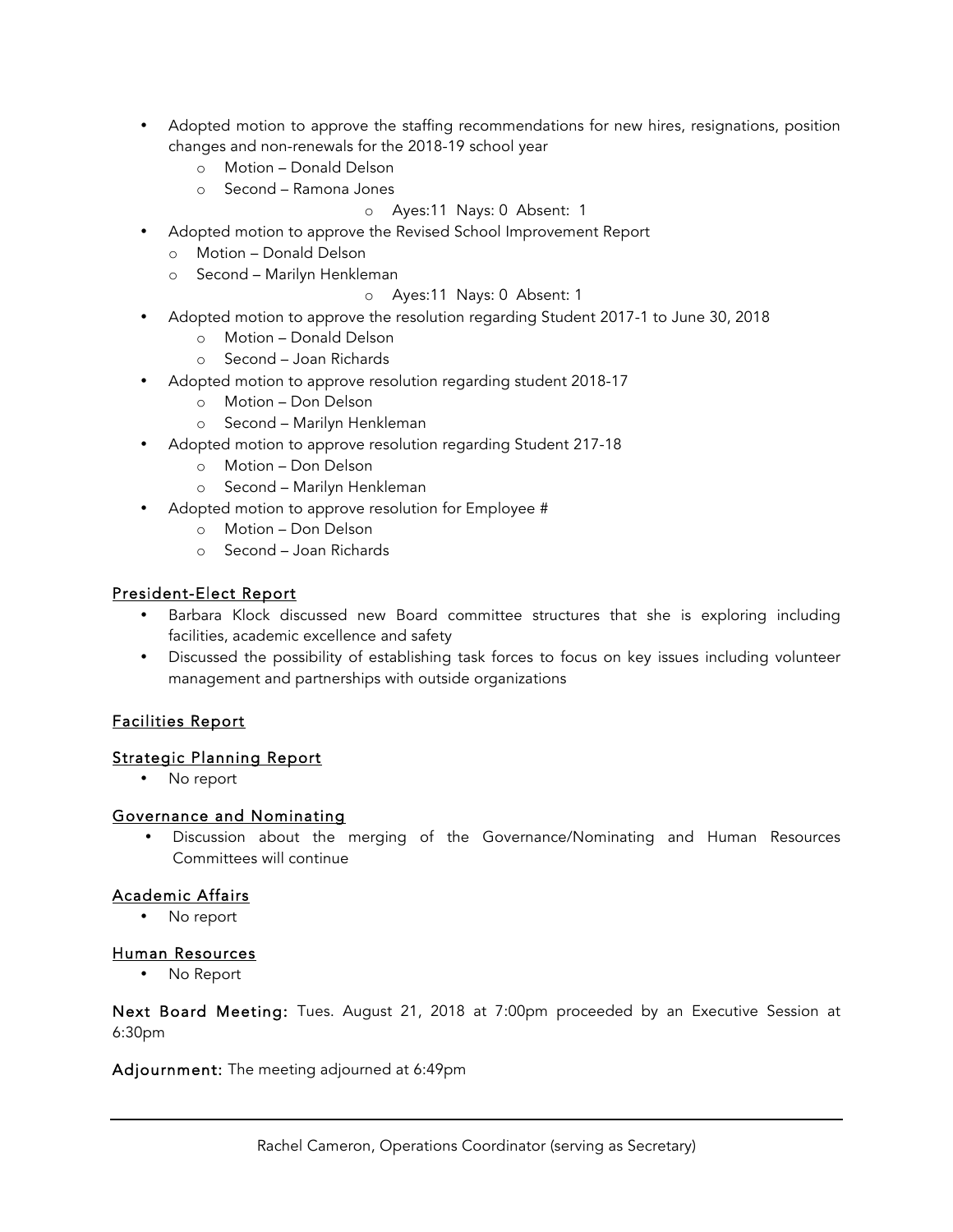- Adopted motion to approve the staffing recommendations for new hires, resignations, position changes and non-renewals for the 2018-19 school year
  - Motion – Donald Delson
  - Second – Ramona Jones
  - Ayes:11 Nays: 0 Absent: 1
- Adopted motion to approve the Revised School Improvement Report
  - Motion – Donald Delson
  - Second – Marilyn Henkleman
  - Ayes:11 Nays: 0 Absent: 1
- Adopted motion to approve the resolution regarding Student 2017-1 to June 30, 2018
  - Motion – Donald Delson
  - Second – Joan Richards
- Adopted motion to approve resolution regarding student 2018-17
  - Motion – Don Delson
  - Second – Marilyn Henkleman
- Adopted motion to approve resolution regarding Student 217-18
  - Motion – Don Delson
  - Second – Marilyn Henkleman
- Adopted motion to approve resolution for Employee #
  - Motion – Don Delson
  - Second – Joan Richards

## President-Elect Report

- Barbara Klock discussed new Board committee structures that she is exploring including facilities, academic excellence and safety
- Discussed the possibility of establishing task forces to focus on key issues including volunteer management and partnerships with outside organizations

## Facilities Report

## Strategic Planning Report

- No report

## Governance and Nominating

- Discussion about the merging of the Governance/Nominating and Human Resources Committees will continue

## Academic Affairs

- No report

## Human Resources

- No Report

**Next Board Meeting:** Tues. August 21, 2018 at 7:00pm proceeded by an Executive Session at 6:30pm

**Adjournment:** The meeting adjourned at 6:49pm

---

Rachel Cameron, Operations Coordinator (serving as Secretary)